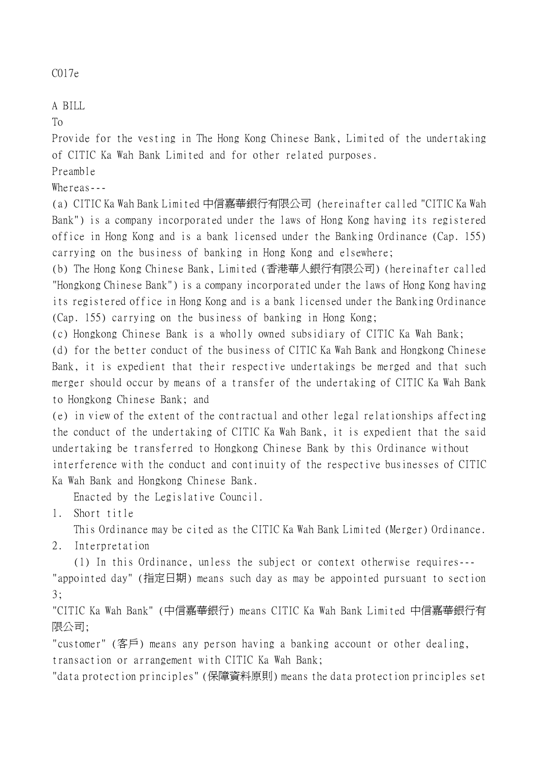C017e

A BILL

To

Provide for the vesting in The Hong Kong Chinese Bank, Limited of the undertaking of CITIC Ka Wah Bank Limited and for other related purposes.

Preamble

Whereas---

(a) CITIC Ka Wah Bank Limited 中信嘉華銀行有限公司 (hereinafter called "CITIC Ka Wah Bank") is a company incorporated under the laws of Hong Kong having its registered office in Hong Kong and is a bank licensed under the Banking Ordinance (Cap. 155) carrying on the business of banking in Hong Kong and elsewhere;

(b) The Hong Kong Chinese Bank, Limited (香港華人銀行有限公司) (hereinafter called "Hongkong Chinese Bank") is a company incorporated under the laws of Hong Kong having its registered office in Hong Kong and is a bank licensed under the Banking Ordinance (Cap. 155) carrying on the business of banking in Hong Kong;

(c) Hongkong Chinese Bank is a wholly owned subsidiary of CITIC Ka Wah Bank;

(d) for the better conduct of the business of CITIC Ka Wah Bank and Hongkong Chinese Bank, it is expedient that their respective undertakings be merged and that such merger should occur by means of a transfer of the undertaking of CITIC Ka Wah Bank to Hongkong Chinese Bank; and

(e) in view of the extent of the contractual and other legal relationships affecting the conduct of the undertaking of CITIC Ka Wah Bank, it is expedient that the said undertaking be transferred to Hongkong Chinese Bank by this Ordinance without interference with the conduct and continuity of the respective businesses of CITIC Ka Wah Bank and Hongkong Chinese Bank.

Enacted by the Legislative Council.

1. Short title

This Ordinance may be cited as the CITIC Ka Wah Bank Limited (Merger) Ordinance.

2. Interpretation

(1) In this Ordinance, unless the subject or context otherwise requires---

"appointed day" (指定日期) means such day as may be appointed pursuant to section 3;

"CITIC Ka Wah Bank" (中信嘉華銀行) means CITIC Ka Wah Bank Limited 中信嘉華銀行有限公司;

"customer" (客戶) means any person having a banking account or other dealing, transaction or arrangement with CITIC Ka Wah Bank;

"data protection principles" (保障資料原則) means the data protection principles set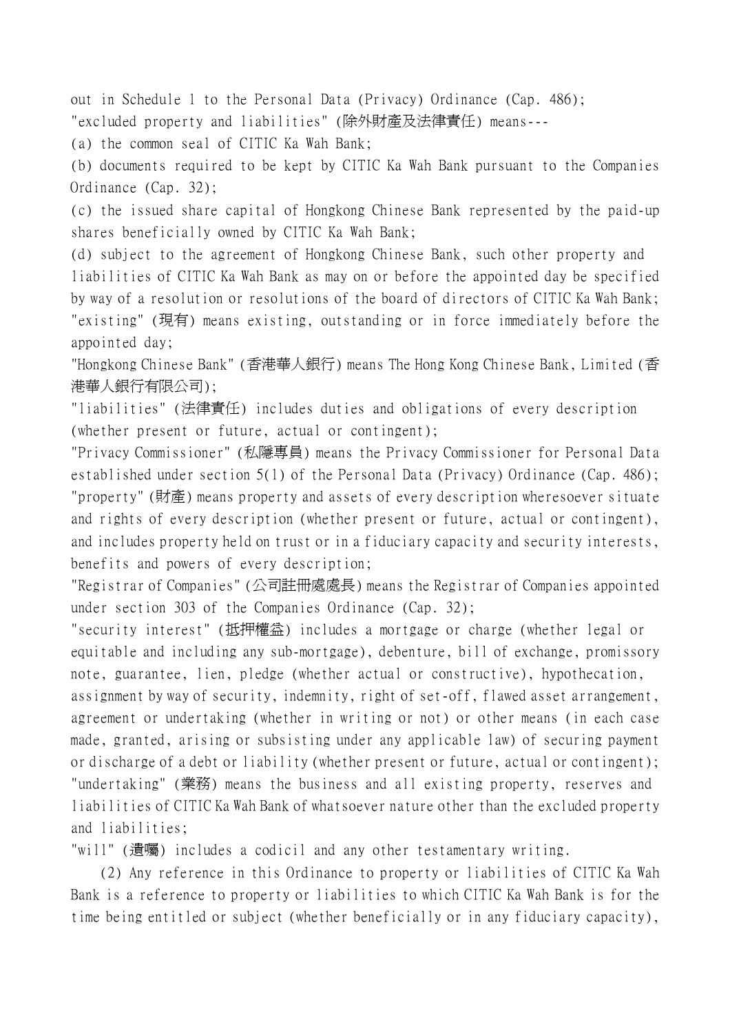out in Schedule 1 to the Personal Data (Privacy) Ordinance (Cap. 486);

"excluded property and liabilities" (除外財產及法律責任) means---

(a) the common seal of CITIC Ka Wah Bank;

(b) documents required to be kept by CITIC Ka Wah Bank pursuant to the Companies Ordinance (Cap. 32);

(c) the issued share capital of Hongkong Chinese Bank represented by the paid-up shares beneficially owned by CITIC Ka Wah Bank;

(d) subject to the agreement of Hongkong Chinese Bank, such other property and liabilities of CITIC Ka Wah Bank as may on or before the appointed day be specified by way of a resolution or resolutions of the board of directors of CITIC Ka Wah Bank;

"existing" (現有) means existing, outstanding or in force immediately before the appointed day;

"Hongkong Chinese Bank" (香港華人銀行) means The Hong Kong Chinese Bank, Limited (香港華人銀行有限公司);

"liabilities" (法律責任) includes duties and obligations of every description (whether present or future, actual or contingent);

"Privacy Commissioner" (私隱專員) means the Privacy Commissioner for Personal Data established under section 5(1) of the Personal Data (Privacy) Ordinance (Cap. 486);

"property" (財產) means property and assets of every description wheresoever situate and rights of every description (whether present or future, actual or contingent), and includes property held on trust or in a fiduciary capacity and security interests, benefits and powers of every description;

"Registrar of Companies" (公司註冊處處長) means the Registrar of Companies appointed under section 303 of the Companies Ordinance (Cap. 32);

"security interest" (抵押權益) includes a mortgage or charge (whether legal or equitable and including any sub-mortgage), debenture, bill of exchange, promissory note, guarantee, lien, pledge (whether actual or constructive), hypothecation, assignment by way of security, indemnity, right of set-off, flawed asset arrangement, agreement or undertaking (whether in writing or not) or other means (in each case made, granted, arising or subsisting under any applicable law) of securing payment or discharge of a debt or liability (whether present or future, actual or contingent);

"undertaking" (業務) means the business and all existing property, reserves and liabilities of CITIC Ka Wah Bank of whatsoever nature other than the excluded property and liabilities;

"will" (遺囑) includes a codicil and any other testamentary writing.

(2) Any reference in this Ordinance to property or liabilities of CITIC Ka Wah Bank is a reference to property or liabilities to which CITIC Ka Wah Bank is for the time being entitled or subject (whether beneficially or in any fiduciary capacity),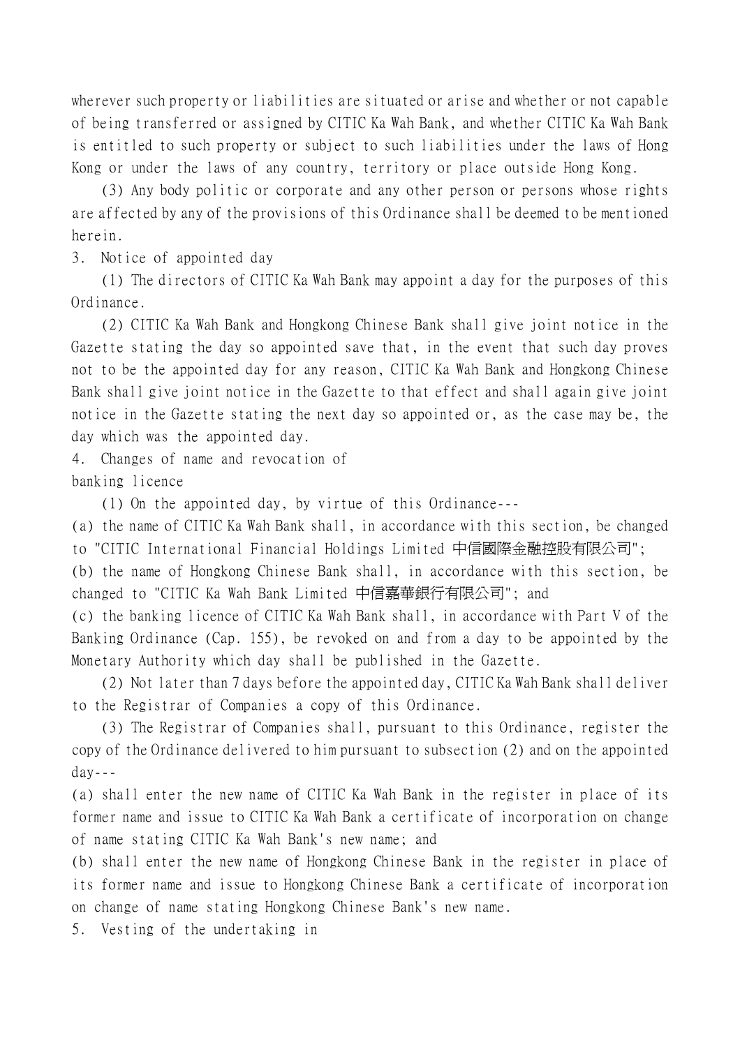wherever such property or liabilities are situated or arise and whether or not capable of being transferred or assigned by CITIC Ka Wah Bank, and whether CITIC Ka Wah Bank is entitled to such property or subject to such liabilities under the laws of Hong Kong or under the laws of any country, territory or place outside Hong Kong.

(3) Any body politic or corporate and any other person or persons whose rights are affected by any of the provisions of this Ordinance shall be deemed to be mentioned herein.

3. Notice of appointed day

(1) The directors of CITIC Ka Wah Bank may appoint a day for the purposes of this Ordinance.

(2) CITIC Ka Wah Bank and Hongkong Chinese Bank shall give joint notice in the Gazette stating the day so appointed save that, in the event that such day proves not to be the appointed day for any reason, CITIC Ka Wah Bank and Hongkong Chinese Bank shall give joint notice in the Gazette to that effect and shall again give joint notice in the Gazette stating the next day so appointed or, as the case may be, the day which was the appointed day.

4. Changes of name and revocation of banking licence

(1) On the appointed day, by virtue of this Ordinance---

(a) the name of CITIC Ka Wah Bank shall, in accordance with this section, be changed to "CITIC International Financial Holdings Limited 中信國際金融控股有限公司";

(b) the name of Hongkong Chinese Bank shall, in accordance with this section, be changed to "CITIC Ka Wah Bank Limited 中信嘉華銀行有限公司"; and

(c) the banking licence of CITIC Ka Wah Bank shall, in accordance with Part V of the Banking Ordinance (Cap. 155), be revoked on and from a day to be appointed by the Monetary Authority which day shall be published in the Gazette.

(2) Not later than 7 days before the appointed day, CITIC Ka Wah Bank shall deliver to the Registrar of Companies a copy of this Ordinance.

(3) The Registrar of Companies shall, pursuant to this Ordinance, register the copy of the Ordinance delivered to him pursuant to subsection (2) and on the appointed day---

(a) shall enter the new name of CITIC Ka Wah Bank in the register in place of its former name and issue to CITIC Ka Wah Bank a certificate of incorporation on change of name stating CITIC Ka Wah Bank's new name; and

(b) shall enter the new name of Hongkong Chinese Bank in the register in place of its former name and issue to Hongkong Chinese Bank a certificate of incorporation on change of name stating Hongkong Chinese Bank's new name.

5. Vesting of the undertaking in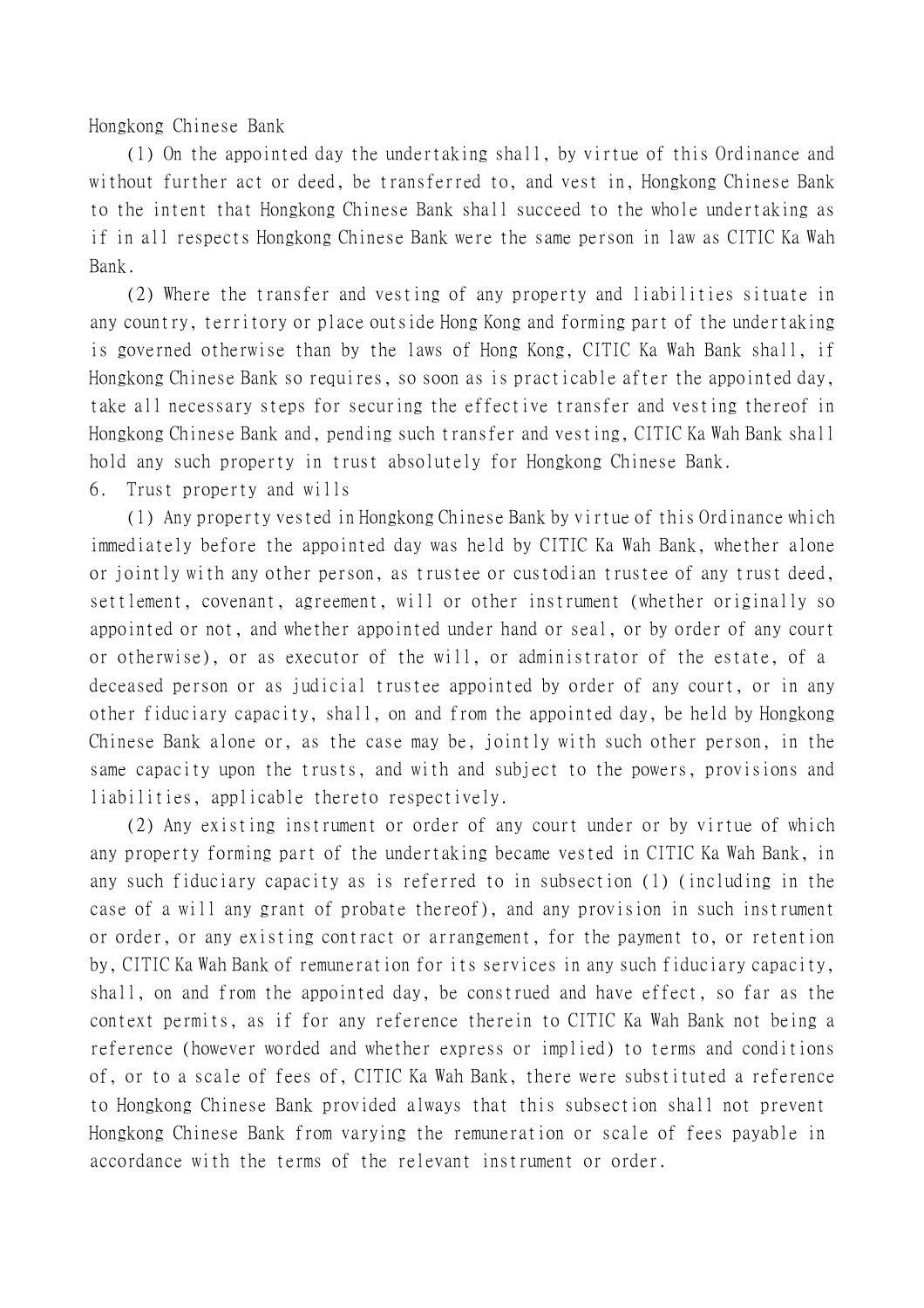Hongkong Chinese Bank

(1) On the appointed day the undertaking shall, by virtue of this Ordinance and without further act or deed, be transferred to, and vest in, Hongkong Chinese Bank to the intent that Hongkong Chinese Bank shall succeed to the whole undertaking as if in all respects Hongkong Chinese Bank were the same person in law as CITIC Ka Wah Bank.

(2) Where the transfer and vesting of any property and liabilities situate in any country, territory or place outside Hong Kong and forming part of the undertaking is governed otherwise than by the laws of Hong Kong, CITIC Ka Wah Bank shall, if Hongkong Chinese Bank so requires, so soon as is practicable after the appointed day, take all necessary steps for securing the effective transfer and vesting thereof in Hongkong Chinese Bank and, pending such transfer and vesting, CITIC Ka Wah Bank shall hold any such property in trust absolutely for Hongkong Chinese Bank.

6. Trust property and wills

(1) Any property vested in Hongkong Chinese Bank by virtue of this Ordinance which immediately before the appointed day was held by CITIC Ka Wah Bank, whether alone or jointly with any other person, as trustee or custodian trustee of any trust deed, settlement, covenant, agreement, will or other instrument (whether originally so appointed or not, and whether appointed under hand or seal, or by order of any court or otherwise), or as executor of the will, or administrator of the estate, of a deceased person or as judicial trustee appointed by order of any court, or in any other fiduciary capacity, shall, on and from the appointed day, be held by Hongkong Chinese Bank alone or, as the case may be, jointly with such other person, in the same capacity upon the trusts, and with and subject to the powers, provisions and liabilities, applicable thereto respectively.

(2) Any existing instrument or order of any court under or by virtue of which any property forming part of the undertaking became vested in CITIC Ka Wah Bank, in any such fiduciary capacity as is referred to in subsection (1) (including in the case of a will any grant of probate thereof), and any provision in such instrument or order, or any existing contract or arrangement, for the payment to, or retention by, CITIC Ka Wah Bank of remuneration for its services in any such fiduciary capacity, shall, on and from the appointed day, be construed and have effect, so far as the context permits, as if for any reference therein to CITIC Ka Wah Bank not being a reference (however worded and whether express or implied) to terms and conditions of, or to a scale of fees of, CITIC Ka Wah Bank, there were substituted a reference to Hongkong Chinese Bank provided always that this subsection shall not prevent Hongkong Chinese Bank from varying the remuneration or scale of fees payable in accordance with the terms of the relevant instrument or order.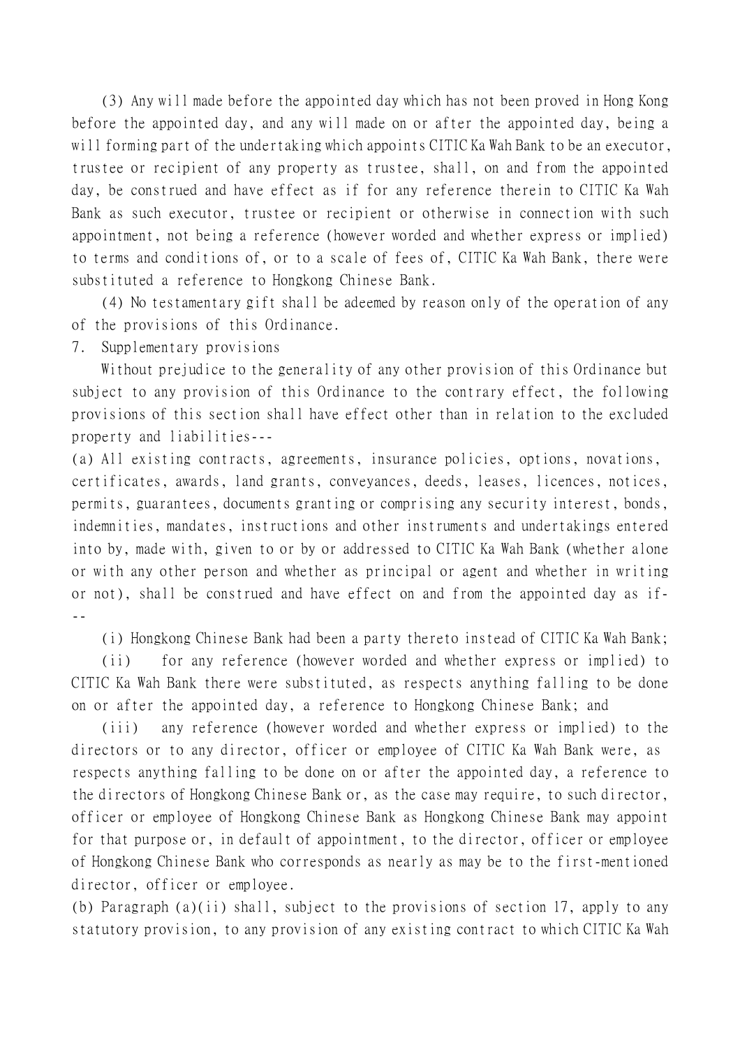(3) Any will made before the appointed day which has not been proved in Hong Kong before the appointed day, and any will made on or after the appointed day, being a will forming part of the undertaking which appoints CITIC Ka Wah Bank to be an executor, trustee or recipient of any property as trustee, shall, on and from the appointed day, be construed and have effect as if for any reference therein to CITIC Ka Wah Bank as such executor, trustee or recipient or otherwise in connection with such appointment, not being a reference (however worded and whether express or implied) to terms and conditions of, or to a scale of fees of, CITIC Ka Wah Bank, there were substituted a reference to Hongkong Chinese Bank.

(4) No testamentary gift shall be adeemed by reason only of the operation of any of the provisions of this Ordinance.

7. Supplementary provisions

Without prejudice to the generality of any other provision of this Ordinance but subject to any provision of this Ordinance to the contrary effect, the following provisions of this section shall have effect other than in relation to the excluded property and liabilities---

(a) All existing contracts, agreements, insurance policies, options, novations, certificates, awards, land grants, conveyances, deeds, leases, licences, notices, permits, guarantees, documents granting or comprising any security interest, bonds, indemnities, mandates, instructions and other instruments and undertakings entered into by, made with, given to or by or addressed to CITIC Ka Wah Bank (whether alone or with any other person and whether as principal or agent and whether in writing or not), shall be construed and have effect on and from the appointed day as if---

(i) Hongkong Chinese Bank had been a party thereto instead of CITIC Ka Wah Bank;

(ii) for any reference (however worded and whether express or implied) to CITIC Ka Wah Bank there were substituted, as respects anything falling to be done on or after the appointed day, a reference to Hongkong Chinese Bank; and

(iii) any reference (however worded and whether express or implied) to the directors or to any director, officer or employee of CITIC Ka Wah Bank were, as respects anything falling to be done on or after the appointed day, a reference to the directors of Hongkong Chinese Bank or, as the case may require, to such director, officer or employee of Hongkong Chinese Bank as Hongkong Chinese Bank may appoint for that purpose or, in default of appointment, to the director, officer or employee of Hongkong Chinese Bank who corresponds as nearly as may be to the first-mentioned director, officer or employee.

(b) Paragraph (a)(ii) shall, subject to the provisions of section 17, apply to any statutory provision, to any provision of any existing contract to which CITIC Ka Wah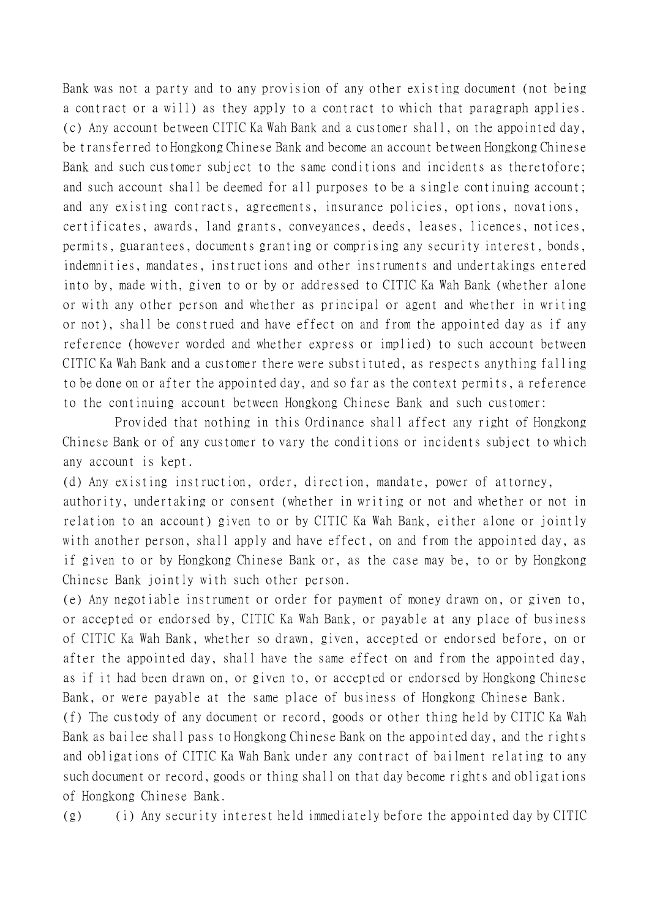Bank was not a party and to any provision of any other existing document (not being a contract or a will) as they apply to a contract to which that paragraph applies.

(c) Any account between CITIC Ka Wah Bank and a customer shall, on the appointed day, be transferred to Hongkong Chinese Bank and become an account between Hongkong Chinese Bank and such customer subject to the same conditions and incidents as theretofore; and such account shall be deemed for all purposes to be a single continuing account; and any existing contracts, agreements, insurance policies, options, novations, certificates, awards, land grants, conveyances, deeds, leases, licences, notices, permits, guarantees, documents granting or comprising any security interest, bonds, indemnities, mandates, instructions and other instruments and undertakings entered into by, made with, given to or by or addressed to CITIC Ka Wah Bank (whether alone or with any other person and whether as principal or agent and whether in writing or not), shall be construed and have effect on and from the appointed day as if any reference (however worded and whether express or implied) to such account between CITIC Ka Wah Bank and a customer there were substituted, as respects anything falling to be done on or after the appointed day, and so far as the context permits, a reference to the continuing account between Hongkong Chinese Bank and such customer:

Provided that nothing in this Ordinance shall affect any right of Hongkong Chinese Bank or of any customer to vary the conditions or incidents subject to which any account is kept.

(d) Any existing instruction, order, direction, mandate, power of attorney, authority, undertaking or consent (whether in writing or not and whether or not in relation to an account) given to or by CITIC Ka Wah Bank, either alone or jointly with another person, shall apply and have effect, on and from the appointed day, as if given to or by Hongkong Chinese Bank or, as the case may be, to or by Hongkong Chinese Bank jointly with such other person.

(e) Any negotiable instrument or order for payment of money drawn on, or given to, or accepted or endorsed by, CITIC Ka Wah Bank, or payable at any place of business of CITIC Ka Wah Bank, whether so drawn, given, accepted or endorsed before, on or after the appointed day, shall have the same effect on and from the appointed day, as if it had been drawn on, or given to, or accepted or endorsed by Hongkong Chinese Bank, or were payable at the same place of business of Hongkong Chinese Bank.

(f) The custody of any document or record, goods or other thing held by CITIC Ka Wah Bank as bailee shall pass to Hongkong Chinese Bank on the appointed day, and the rights and obligations of CITIC Ka Wah Bank under any contract of bailment relating to any such document or record, goods or thing shall on that day become rights and obligations of Hongkong Chinese Bank.

(g) (i) Any security interest held immediately before the appointed day by CITIC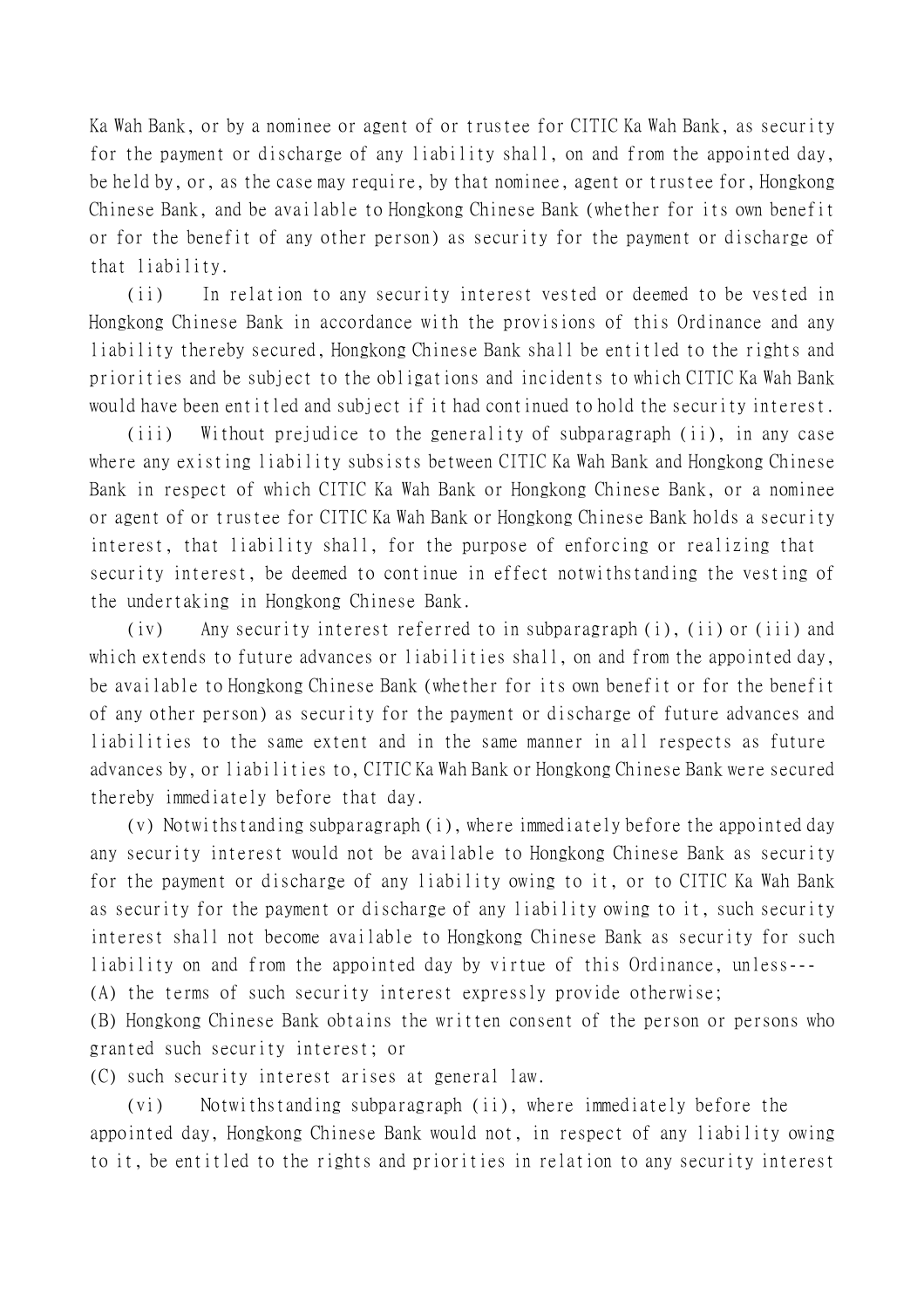Ka Wah Bank, or by a nominee or agent of or trustee for CITIC Ka Wah Bank, as security for the payment or discharge of any liability shall, on and from the appointed day, be held by, or, as the case may require, by that nominee, agent or trustee for, Hongkong Chinese Bank, and be available to Hongkong Chinese Bank (whether for its own benefit or for the benefit of any other person) as security for the payment or discharge of that liability.

(ii) In relation to any security interest vested or deemed to be vested in Hongkong Chinese Bank in accordance with the provisions of this Ordinance and any liability thereby secured, Hongkong Chinese Bank shall be entitled to the rights and priorities and be subject to the obligations and incidents to which CITIC Ka Wah Bank would have been entitled and subject if it had continued to hold the security interest.

(iii) Without prejudice to the generality of subparagraph (ii), in any case where any existing liability subsists between CITIC Ka Wah Bank and Hongkong Chinese Bank in respect of which CITIC Ka Wah Bank or Hongkong Chinese Bank, or a nominee or agent of or trustee for CITIC Ka Wah Bank or Hongkong Chinese Bank holds a security interest, that liability shall, for the purpose of enforcing or realizing that security interest, be deemed to continue in effect notwithstanding the vesting of the undertaking in Hongkong Chinese Bank.

(iv) Any security interest referred to in subparagraph (i), (ii) or (iii) and which extends to future advances or liabilities shall, on and from the appointed day, be available to Hongkong Chinese Bank (whether for its own benefit or for the benefit of any other person) as security for the payment or discharge of future advances and liabilities to the same extent and in the same manner in all respects as future advances by, or liabilities to, CITIC Ka Wah Bank or Hongkong Chinese Bank were secured thereby immediately before that day.

(v) Notwithstanding subparagraph (i), where immediately before the appointed day any security interest would not be available to Hongkong Chinese Bank as security for the payment or discharge of any liability owing to it, or to CITIC Ka Wah Bank as security for the payment or discharge of any liability owing to it, such security interest shall not become available to Hongkong Chinese Bank as security for such liability on and from the appointed day by virtue of this Ordinance, unless---

(A) the terms of such security interest expressly provide otherwise;

(B) Hongkong Chinese Bank obtains the written consent of the person or persons who granted such security interest; or

(C) such security interest arises at general law.

(vi) Notwithstanding subparagraph (ii), where immediately before the appointed day, Hongkong Chinese Bank would not, in respect of any liability owing to it, be entitled to the rights and priorities in relation to any security interest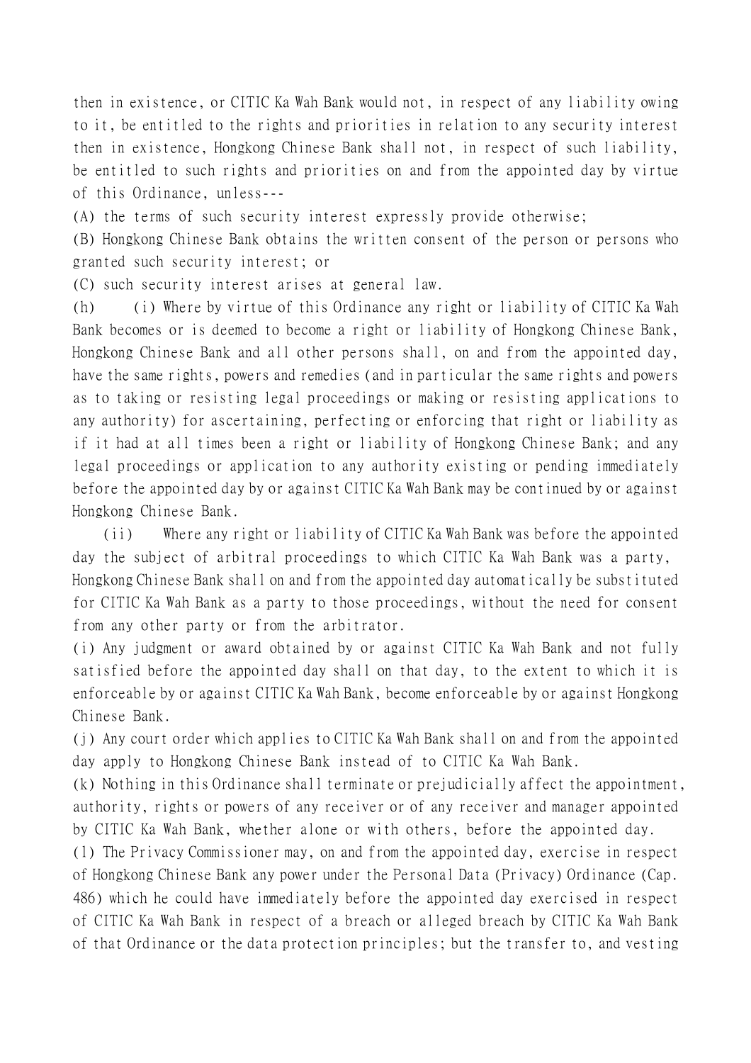then in existence, or CITIC Ka Wah Bank would not, in respect of any liability owing to it, be entitled to the rights and priorities in relation to any security interest then in existence, Hongkong Chinese Bank shall not, in respect of such liability, be entitled to such rights and priorities on and from the appointed day by virtue of this Ordinance, unless---

(A) the terms of such security interest expressly provide otherwise;

(B) Hongkong Chinese Bank obtains the written consent of the person or persons who granted such security interest; or

(C) such security interest arises at general law.

(h) (i) Where by virtue of this Ordinance any right or liability of CITIC Ka Wah Bank becomes or is deemed to become a right or liability of Hongkong Chinese Bank, Hongkong Chinese Bank and all other persons shall, on and from the appointed day, have the same rights, powers and remedies (and in particular the same rights and powers as to taking or resisting legal proceedings or making or resisting applications to any authority) for ascertaining, perfecting or enforcing that right or liability as if it had at all times been a right or liability of Hongkong Chinese Bank; and any legal proceedings or application to any authority existing or pending immediately before the appointed day by or against CITIC Ka Wah Bank may be continued by or against Hongkong Chinese Bank.

(ii) Where any right or liability of CITIC Ka Wah Bank was before the appointed day the subject of arbitral proceedings to which CITIC Ka Wah Bank was a party, Hongkong Chinese Bank shall on and from the appointed day automatically be substituted for CITIC Ka Wah Bank as a party to those proceedings, without the need for consent from any other party or from the arbitrator.

(i) Any judgment or award obtained by or against CITIC Ka Wah Bank and not fully satisfied before the appointed day shall on that day, to the extent to which it is enforceable by or against CITIC Ka Wah Bank, become enforceable by or against Hongkong Chinese Bank.

(j) Any court order which applies to CITIC Ka Wah Bank shall on and from the appointed day apply to Hongkong Chinese Bank instead of to CITIC Ka Wah Bank.

(k) Nothing in this Ordinance shall terminate or prejudicially affect the appointment, authority, rights or powers of any receiver or of any receiver and manager appointed by CITIC Ka Wah Bank, whether alone or with others, before the appointed day.

(l) The Privacy Commissioner may, on and from the appointed day, exercise in respect of Hongkong Chinese Bank any power under the Personal Data (Privacy) Ordinance (Cap. 486) which he could have immediately before the appointed day exercised in respect of CITIC Ka Wah Bank in respect of a breach or alleged breach by CITIC Ka Wah Bank of that Ordinance or the data protection principles; but the transfer to, and vesting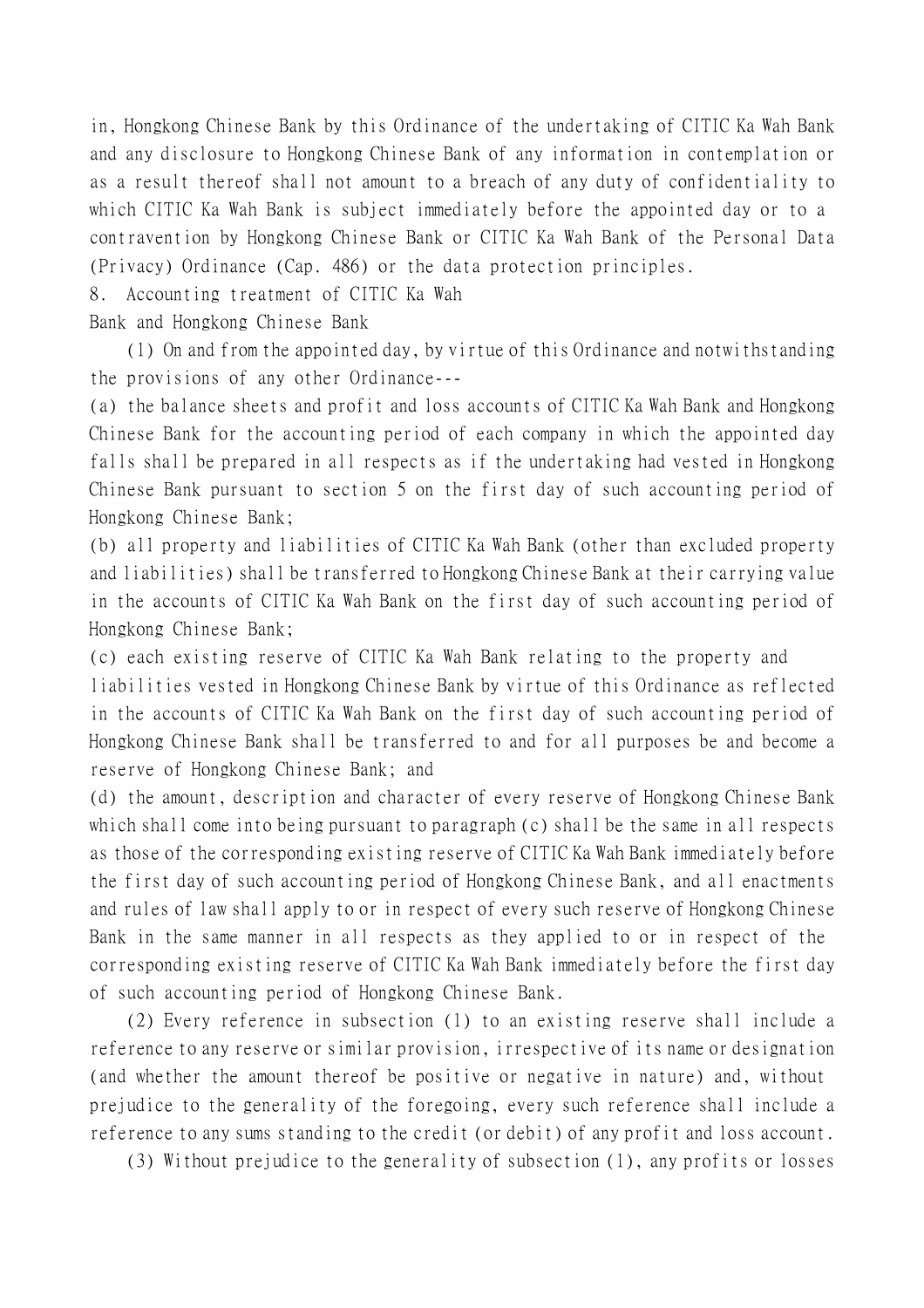in, Hongkong Chinese Bank by this Ordinance of the undertaking of CITIC Ka Wah Bank and any disclosure to Hongkong Chinese Bank of any information in contemplation or as a result thereof shall not amount to a breach of any duty of confidentiality to which CITIC Ka Wah Bank is subject immediately before the appointed day or to a contravention by Hongkong Chinese Bank or CITIC Ka Wah Bank of the Personal Data (Privacy) Ordinance (Cap. 486) or the data protection principles.

### 8. Accounting treatment of CITIC Ka Wah Bank and Hongkong Chinese Bank

(1) On and from the appointed day, by virtue of this Ordinance and notwithstanding the provisions of any other Ordinance---

(a) the balance sheets and profit and loss accounts of CITIC Ka Wah Bank and Hongkong Chinese Bank for the accounting period of each company in which the appointed day falls shall be prepared in all respects as if the undertaking had vested in Hongkong Chinese Bank pursuant to section 5 on the first day of such accounting period of Hongkong Chinese Bank;

(b) all property and liabilities of CITIC Ka Wah Bank (other than excluded property and liabilities) shall be transferred to Hongkong Chinese Bank at their carrying value in the accounts of CITIC Ka Wah Bank on the first day of such accounting period of Hongkong Chinese Bank;

(c) each existing reserve of CITIC Ka Wah Bank relating to the property and liabilities vested in Hongkong Chinese Bank by virtue of this Ordinance as reflected in the accounts of CITIC Ka Wah Bank on the first day of such accounting period of Hongkong Chinese Bank shall be transferred to and for all purposes be and become a reserve of Hongkong Chinese Bank; and

(d) the amount, description and character of every reserve of Hongkong Chinese Bank which shall come into being pursuant to paragraph (c) shall be the same in all respects as those of the corresponding existing reserve of CITIC Ka Wah Bank immediately before the first day of such accounting period of Hongkong Chinese Bank, and all enactments and rules of law shall apply to or in respect of every such reserve of Hongkong Chinese Bank in the same manner in all respects as they applied to or in respect of the corresponding existing reserve of CITIC Ka Wah Bank immediately before the first day of such accounting period of Hongkong Chinese Bank.

(2) Every reference in subsection (1) to an existing reserve shall include a reference to any reserve or similar provision, irrespective of its name or designation (and whether the amount thereof be positive or negative in nature) and, without prejudice to the generality of the foregoing, every such reference shall include a reference to any sums standing to the credit (or debit) of any profit and loss account.

(3) Without prejudice to the generality of subsection (1), any profits or losses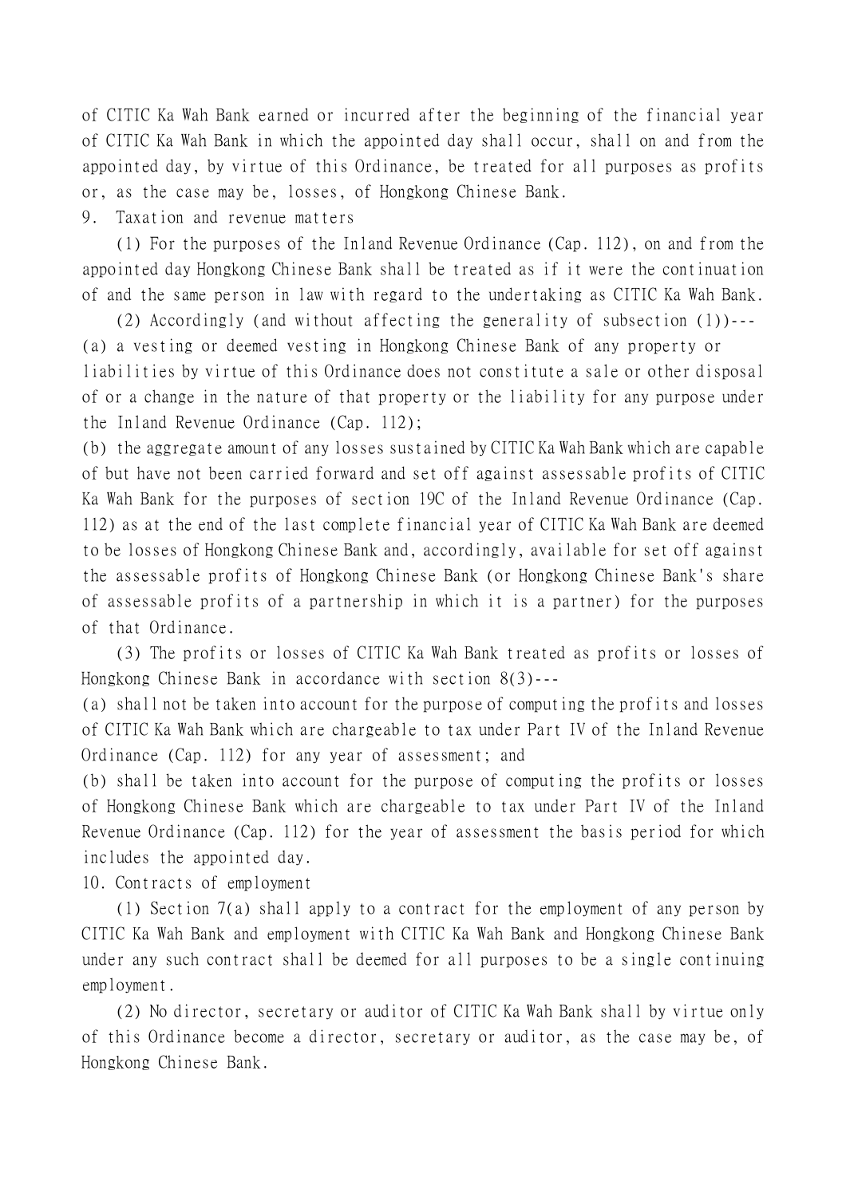of CITIC Ka Wah Bank earned or incurred after the beginning of the financial year of CITIC Ka Wah Bank in which the appointed day shall occur, shall on and from the appointed day, by virtue of this Ordinance, be treated for all purposes as profits or, as the case may be, losses, of Hongkong Chinese Bank.

9. Taxation and revenue matters

(1) For the purposes of the Inland Revenue Ordinance (Cap. 112), on and from the appointed day Hongkong Chinese Bank shall be treated as if it were the continuation of and the same person in law with regard to the undertaking as CITIC Ka Wah Bank.

(2) Accordingly (and without affecting the generality of subsection (1))---

(a) a vesting or deemed vesting in Hongkong Chinese Bank of any property or liabilities by virtue of this Ordinance does not constitute a sale or other disposal of or a change in the nature of that property or the liability for any purpose under the Inland Revenue Ordinance (Cap. 112);

(b) the aggregate amount of any losses sustained by CITIC Ka Wah Bank which are capable of but have not been carried forward and set off against assessable profits of CITIC Ka Wah Bank for the purposes of section 19C of the Inland Revenue Ordinance (Cap. 112) as at the end of the last complete financial year of CITIC Ka Wah Bank are deemed to be losses of Hongkong Chinese Bank and, accordingly, available for set off against the assessable profits of Hongkong Chinese Bank (or Hongkong Chinese Bank's share of assessable profits of a partnership in which it is a partner) for the purposes of that Ordinance.

(3) The profits or losses of CITIC Ka Wah Bank treated as profits or losses of Hongkong Chinese Bank in accordance with section 8(3)---

(a) shall not be taken into account for the purpose of computing the profits and losses of CITIC Ka Wah Bank which are chargeable to tax under Part IV of the Inland Revenue Ordinance (Cap. 112) for any year of assessment; and

(b) shall be taken into account for the purpose of computing the profits or losses of Hongkong Chinese Bank which are chargeable to tax under Part IV of the Inland Revenue Ordinance (Cap. 112) for the year of assessment the basis period for which includes the appointed day.

10. Contracts of employment

(1) Section 7(a) shall apply to a contract for the employment of any person by CITIC Ka Wah Bank and employment with CITIC Ka Wah Bank and Hongkong Chinese Bank under any such contract shall be deemed for all purposes to be a single continuing employment.

(2) No director, secretary or auditor of CITIC Ka Wah Bank shall by virtue only of this Ordinance become a director, secretary or auditor, as the case may be, of Hongkong Chinese Bank.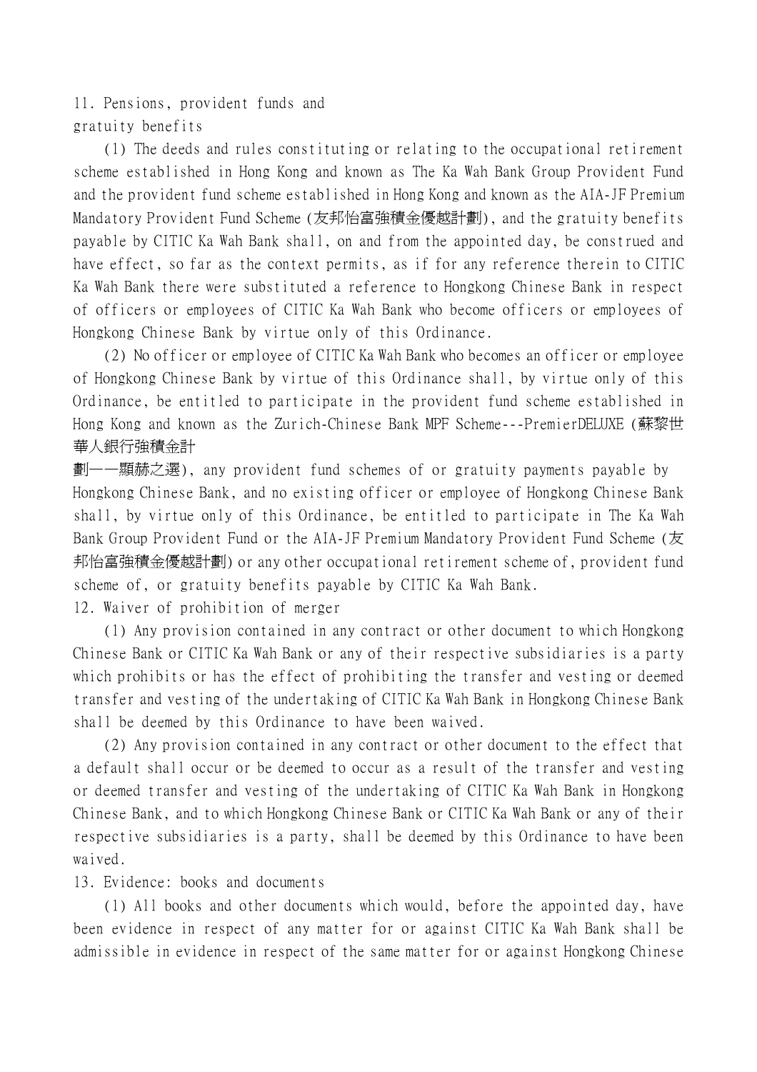11. Pensions, provident funds and gratuity benefits

(1) The deeds and rules constituting or relating to the occupational retirement scheme established in Hong Kong and known as The Ka Wah Bank Group Provident Fund and the provident fund scheme established in Hong Kong and known as the AIA-JF Premium Mandatory Provident Fund Scheme (友邦怡富強積金優越計劃), and the gratuity benefits payable by CITIC Ka Wah Bank shall, on and from the appointed day, be construed and have effect, so far as the context permits, as if for any reference therein to CITIC Ka Wah Bank there were substituted a reference to Hongkong Chinese Bank in respect of officers or employees of CITIC Ka Wah Bank who become officers or employees of Hongkong Chinese Bank by virtue only of this Ordinance.

(2) No officer or employee of CITIC Ka Wah Bank who becomes an officer or employee of Hongkong Chinese Bank by virtue of this Ordinance shall, by virtue only of this Ordinance, be entitled to participate in the provident fund scheme established in Hong Kong and known as the Zurich-Chinese Bank MPF Scheme---PremierDELUXE (蘇黎世華人銀行強積金計劃——顯赫之選), any provident fund schemes of or gratuity payments payable by Hongkong Chinese Bank, and no existing officer or employee of Hongkong Chinese Bank shall, by virtue only of this Ordinance, be entitled to participate in The Ka Wah Bank Group Provident Fund or the AIA-JF Premium Mandatory Provident Fund Scheme (友邦怡富強積金優越計劃) or any other occupational retirement scheme of, provident fund scheme of, or gratuity benefits payable by CITIC Ka Wah Bank.

12. Waiver of prohibition of merger

(1) Any provision contained in any contract or other document to which Hongkong Chinese Bank or CITIC Ka Wah Bank or any of their respective subsidiaries is a party which prohibits or has the effect of prohibiting the transfer and vesting or deemed transfer and vesting of the undertaking of CITIC Ka Wah Bank in Hongkong Chinese Bank shall be deemed by this Ordinance to have been waived.

(2) Any provision contained in any contract or other document to the effect that a default shall occur or be deemed to occur as a result of the transfer and vesting or deemed transfer and vesting of the undertaking of CITIC Ka Wah Bank in Hongkong Chinese Bank, and to which Hongkong Chinese Bank or CITIC Ka Wah Bank or any of their respective subsidiaries is a party, shall be deemed by this Ordinance to have been waived.

13. Evidence: books and documents

(1) All books and other documents which would, before the appointed day, have been evidence in respect of any matter for or against CITIC Ka Wah Bank shall be admissible in evidence in respect of the same matter for or against Hongkong Chinese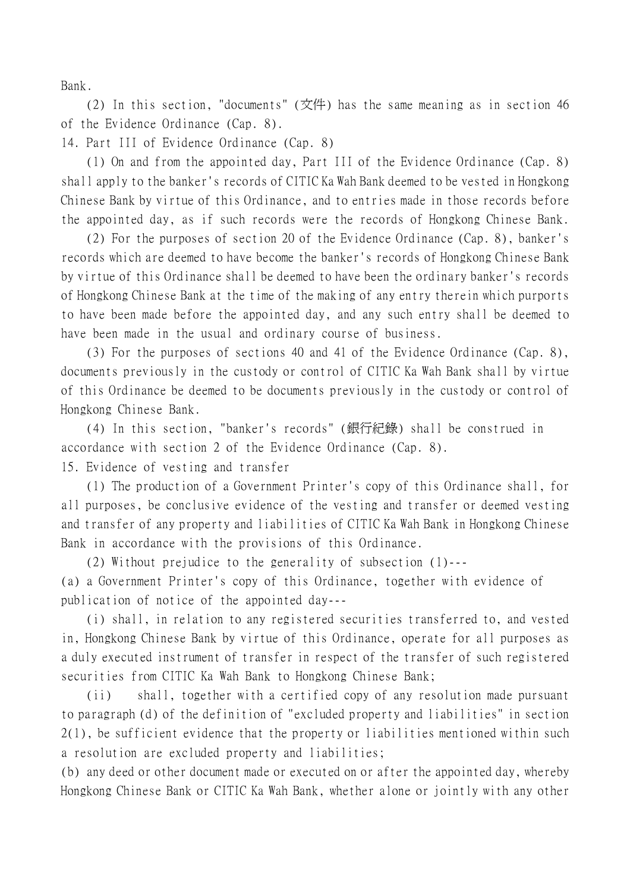Bank.

(2) In this section, "documents" (文件) has the same meaning as in section 46 of the Evidence Ordinance (Cap. 8).

14. Part III of Evidence Ordinance (Cap. 8)

(1) On and from the appointed day, Part III of the Evidence Ordinance (Cap. 8) shall apply to the banker's records of CITIC Ka Wah Bank deemed to be vested in Hongkong Chinese Bank by virtue of this Ordinance, and to entries made in those records before the appointed day, as if such records were the records of Hongkong Chinese Bank.

(2) For the purposes of section 20 of the Evidence Ordinance (Cap. 8), banker's records which are deemed to have become the banker's records of Hongkong Chinese Bank by virtue of this Ordinance shall be deemed to have been the ordinary banker's records of Hongkong Chinese Bank at the time of the making of any entry therein which purports to have been made before the appointed day, and any such entry shall be deemed to have been made in the usual and ordinary course of business.

(3) For the purposes of sections 40 and 41 of the Evidence Ordinance (Cap. 8), documents previously in the custody or control of CITIC Ka Wah Bank shall by virtue of this Ordinance be deemed to be documents previously in the custody or control of Hongkong Chinese Bank.

(4) In this section, "banker's records" (銀行紀錄) shall be construed in accordance with section 2 of the Evidence Ordinance (Cap. 8).

15. Evidence of vesting and transfer

(1) The production of a Government Printer's copy of this Ordinance shall, for all purposes, be conclusive evidence of the vesting and transfer or deemed vesting and transfer of any property and liabilities of CITIC Ka Wah Bank in Hongkong Chinese Bank in accordance with the provisions of this Ordinance.

(2) Without prejudice to the generality of subsection (1)---

(a) a Government Printer's copy of this Ordinance, together with evidence of publication of notice of the appointed day---

(i) shall, in relation to any registered securities transferred to, and vested in, Hongkong Chinese Bank by virtue of this Ordinance, operate for all purposes as a duly executed instrument of transfer in respect of the transfer of such registered securities from CITIC Ka Wah Bank to Hongkong Chinese Bank;

(ii) shall, together with a certified copy of any resolution made pursuant to paragraph (d) of the definition of "excluded property and liabilities" in section 2(1), be sufficient evidence that the property or liabilities mentioned within such a resolution are excluded property and liabilities;

(b) any deed or other document made or executed on or after the appointed day, whereby Hongkong Chinese Bank or CITIC Ka Wah Bank, whether alone or jointly with any other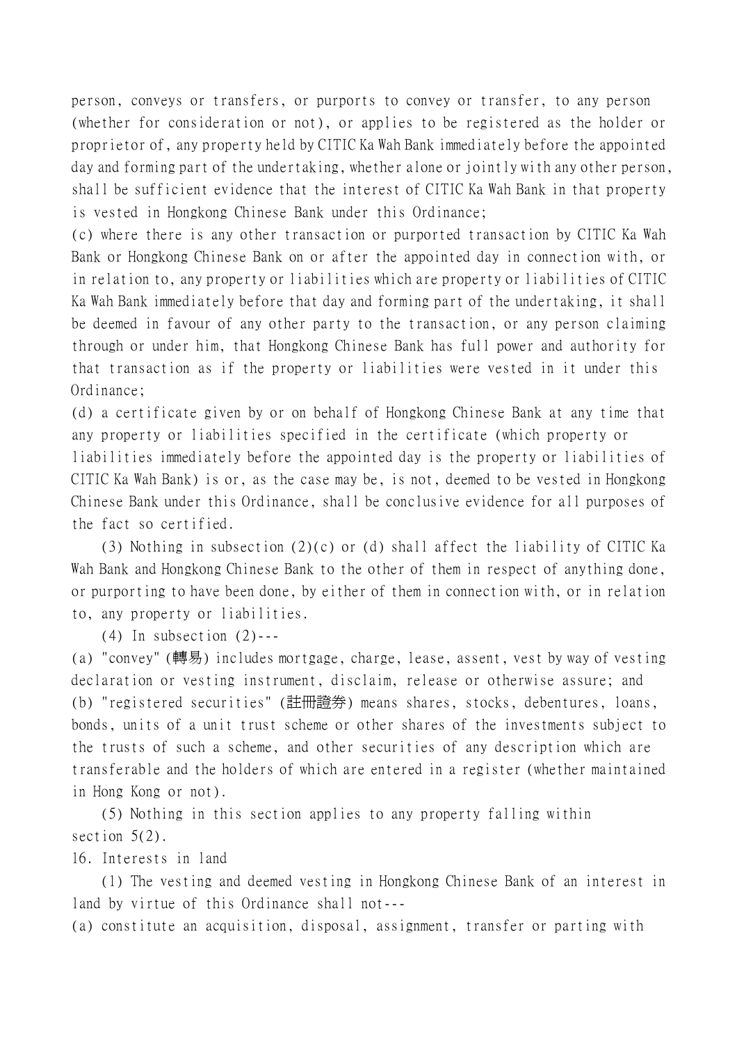person, conveys or transfers, or purports to convey or transfer, to any person (whether for consideration or not), or applies to be registered as the holder or proprietor of, any property held by CITIC Ka Wah Bank immediately before the appointed day and forming part of the undertaking, whether alone or jointly with any other person, shall be sufficient evidence that the interest of CITIC Ka Wah Bank in that property is vested in Hongkong Chinese Bank under this Ordinance;

(c) where there is any other transaction or purported transaction by CITIC Ka Wah Bank or Hongkong Chinese Bank on or after the appointed day in connection with, or in relation to, any property or liabilities which are property or liabilities of CITIC Ka Wah Bank immediately before that day and forming part of the undertaking, it shall be deemed in favour of any other party to the transaction, or any person claiming through or under him, that Hongkong Chinese Bank has full power and authority for that transaction as if the property or liabilities were vested in it under this Ordinance;

(d) a certificate given by or on behalf of Hongkong Chinese Bank at any time that any property or liabilities specified in the certificate (which property or liabilities immediately before the appointed day is the property or liabilities of CITIC Ka Wah Bank) is or, as the case may be, is not, deemed to be vested in Hongkong Chinese Bank under this Ordinance, shall be conclusive evidence for all purposes of the fact so certified.

(3) Nothing in subsection (2)(c) or (d) shall affect the liability of CITIC Ka Wah Bank and Hongkong Chinese Bank to the other of them in respect of anything done, or purporting to have been done, by either of them in connection with, or in relation to, any property or liabilities.

(4) In subsection (2)---

(a) "convey" (轉易) includes mortgage, charge, lease, assent, vest by way of vesting declaration or vesting instrument, disclaim, release or otherwise assure; and

(b) "registered securities" (註冊證券) means shares, stocks, debentures, loans, bonds, units of a unit trust scheme or other shares of the investments subject to the trusts of such a scheme, and other securities of any description which are transferable and the holders of which are entered in a register (whether maintained in Hong Kong or not).

(5) Nothing in this section applies to any property falling within section 5(2).

16. Interests in land

(1) The vesting and deemed vesting in Hongkong Chinese Bank of an interest in land by virtue of this Ordinance shall not---

(a) constitute an acquisition, disposal, assignment, transfer or parting with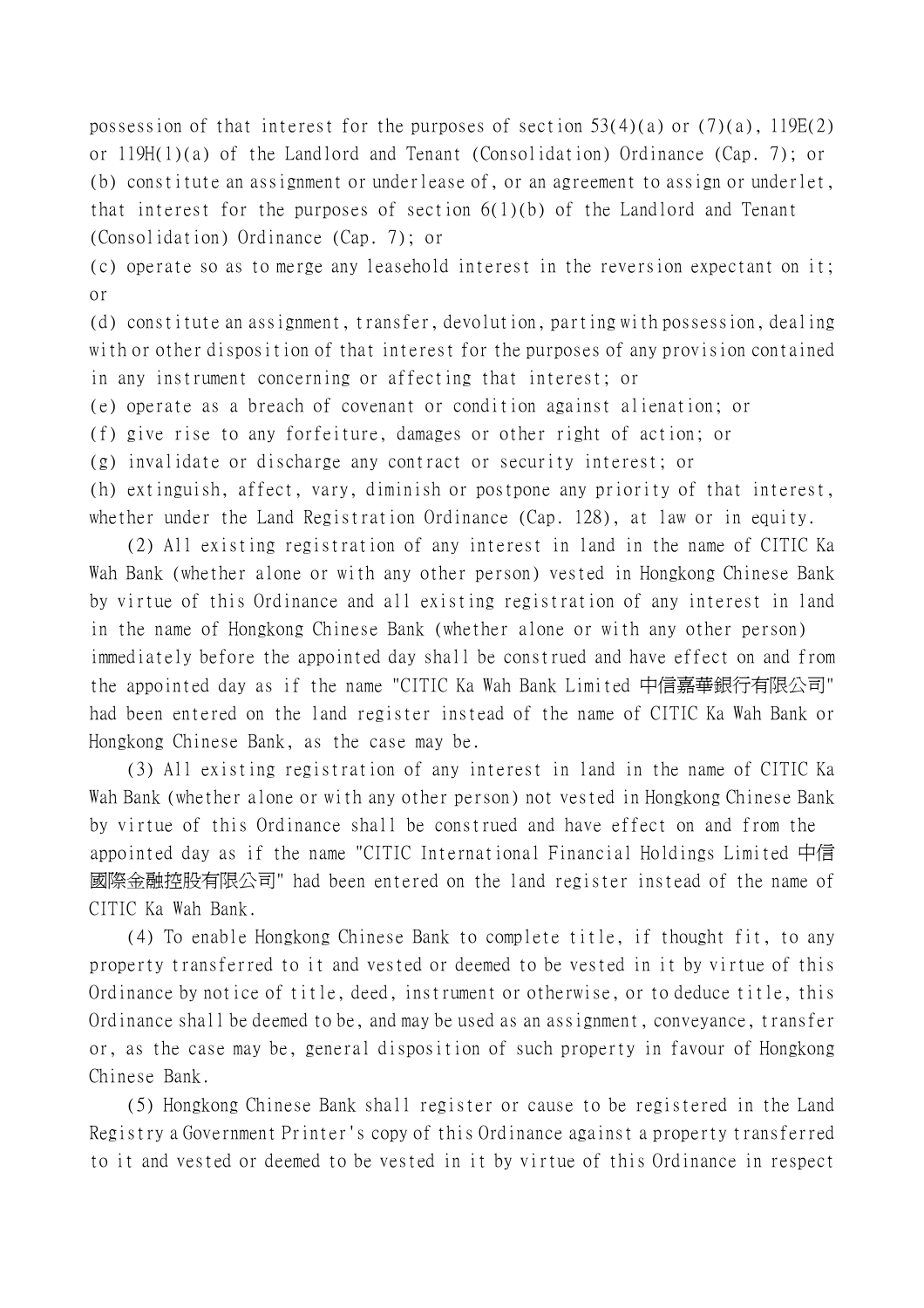possession of that interest for the purposes of section 53(4)(a) or (7)(a), 119E(2) or 119H(1)(a) of the Landlord and Tenant (Consolidation) Ordinance (Cap. 7); or

(b) constitute an assignment or underlease of, or an agreement to assign or underlet, that interest for the purposes of section 6(1)(b) of the Landlord and Tenant (Consolidation) Ordinance (Cap. 7); or

(c) operate so as to merge any leasehold interest in the reversion expectant on it; or

(d) constitute an assignment, transfer, devolution, parting with possession, dealing with or other disposition of that interest for the purposes of any provision contained in any instrument concerning or affecting that interest; or

(e) operate as a breach of covenant or condition against alienation; or

(f) give rise to any forfeiture, damages or other right of action; or

(g) invalidate or discharge any contract or security interest; or

(h) extinguish, affect, vary, diminish or postpone any priority of that interest, whether under the Land Registration Ordinance (Cap. 128), at law or in equity.

(2) All existing registration of any interest in land in the name of CITIC Ka Wah Bank (whether alone or with any other person) vested in Hongkong Chinese Bank by virtue of this Ordinance and all existing registration of any interest in land in the name of Hongkong Chinese Bank (whether alone or with any other person) immediately before the appointed day shall be construed and have effect on and from the appointed day as if the name "CITIC Ka Wah Bank Limited 中信嘉華銀行有限公司" had been entered on the land register instead of the name of CITIC Ka Wah Bank or Hongkong Chinese Bank, as the case may be.

(3) All existing registration of any interest in land in the name of CITIC Ka Wah Bank (whether alone or with any other person) not vested in Hongkong Chinese Bank by virtue of this Ordinance shall be construed and have effect on and from the appointed day as if the name "CITIC International Financial Holdings Limited 中信國際金融控股有限公司" had been entered on the land register instead of the name of CITIC Ka Wah Bank.

(4) To enable Hongkong Chinese Bank to complete title, if thought fit, to any property transferred to it and vested or deemed to be vested in it by virtue of this Ordinance by notice of title, deed, instrument or otherwise, or to deduce title, this Ordinance shall be deemed to be, and may be used as an assignment, conveyance, transfer or, as the case may be, general disposition of such property in favour of Hongkong Chinese Bank.

(5) Hongkong Chinese Bank shall register or cause to be registered in the Land Registry a Government Printer's copy of this Ordinance against a property transferred to it and vested or deemed to be vested in it by virtue of this Ordinance in respect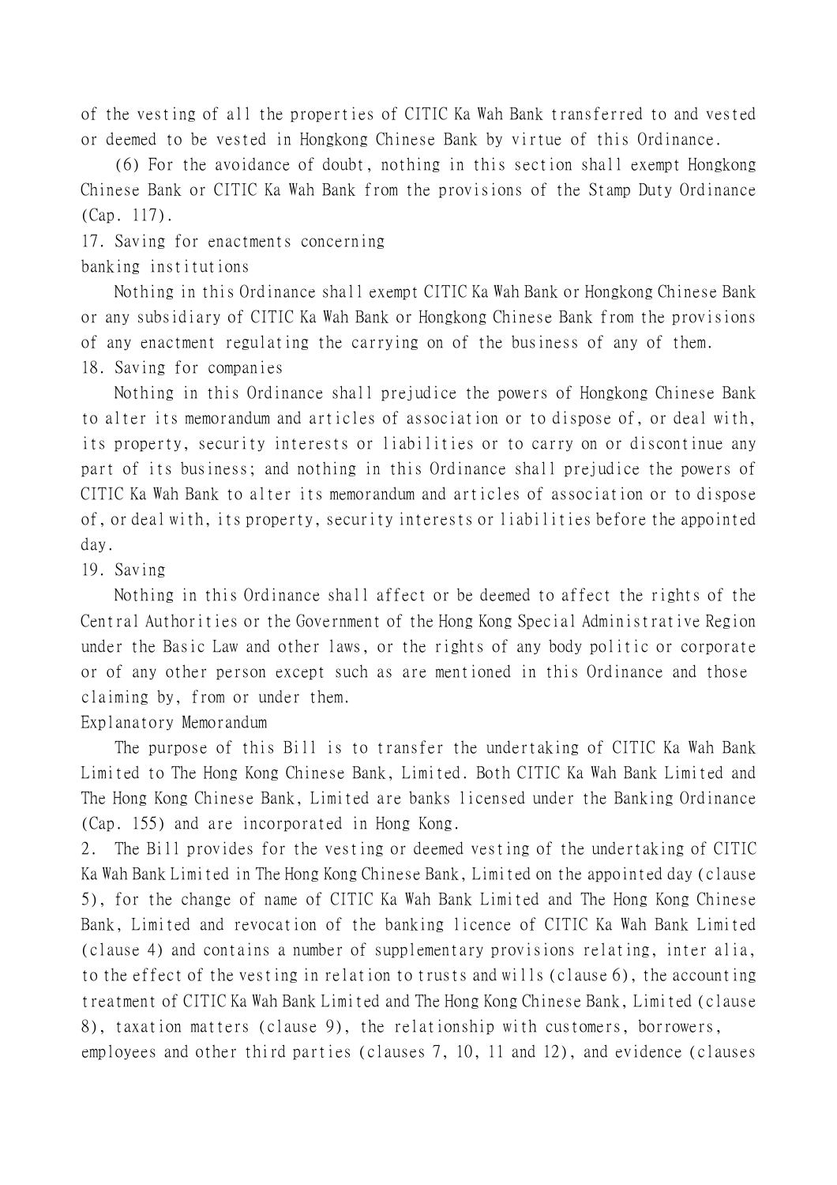of the vesting of all the properties of CITIC Ka Wah Bank transferred to and vested or deemed to be vested in Hongkong Chinese Bank by virtue of this Ordinance.

(6) For the avoidance of doubt, nothing in this section shall exempt Hongkong Chinese Bank or CITIC Ka Wah Bank from the provisions of the Stamp Duty Ordinance (Cap. 117).

17. Saving for enactments concerning banking institutions

Nothing in this Ordinance shall exempt CITIC Ka Wah Bank or Hongkong Chinese Bank or any subsidiary of CITIC Ka Wah Bank or Hongkong Chinese Bank from the provisions of any enactment regulating the carrying on of the business of any of them.

18. Saving for companies

Nothing in this Ordinance shall prejudice the powers of Hongkong Chinese Bank to alter its memorandum and articles of association or to dispose of, or deal with, its property, security interests or liabilities or to carry on or discontinue any part of its business; and nothing in this Ordinance shall prejudice the powers of CITIC Ka Wah Bank to alter its memorandum and articles of association or to dispose of, or deal with, its property, security interests or liabilities before the appointed day.

19. Saving

Nothing in this Ordinance shall affect or be deemed to affect the rights of the Central Authorities or the Government of the Hong Kong Special Administrative Region under the Basic Law and other laws, or the rights of any body politic or corporate or of any other person except such as are mentioned in this Ordinance and those claiming by, from or under them.

Explanatory Memorandum

The purpose of this Bill is to transfer the undertaking of CITIC Ka Wah Bank Limited to The Hong Kong Chinese Bank, Limited. Both CITIC Ka Wah Bank Limited and The Hong Kong Chinese Bank, Limited are banks licensed under the Banking Ordinance (Cap. 155) and are incorporated in Hong Kong.

2. The Bill provides for the vesting or deemed vesting of the undertaking of CITIC Ka Wah Bank Limited in The Hong Kong Chinese Bank, Limited on the appointed day (clause 5), for the change of name of CITIC Ka Wah Bank Limited and The Hong Kong Chinese Bank, Limited and revocation of the banking licence of CITIC Ka Wah Bank Limited (clause 4) and contains a number of supplementary provisions relating, inter alia, to the effect of the vesting in relation to trusts and wills (clause 6), the accounting treatment of CITIC Ka Wah Bank Limited and The Hong Kong Chinese Bank, Limited (clause 8), taxation matters (clause 9), the relationship with customers, borrowers, employees and other third parties (clauses 7, 10, 11 and 12), and evidence (clauses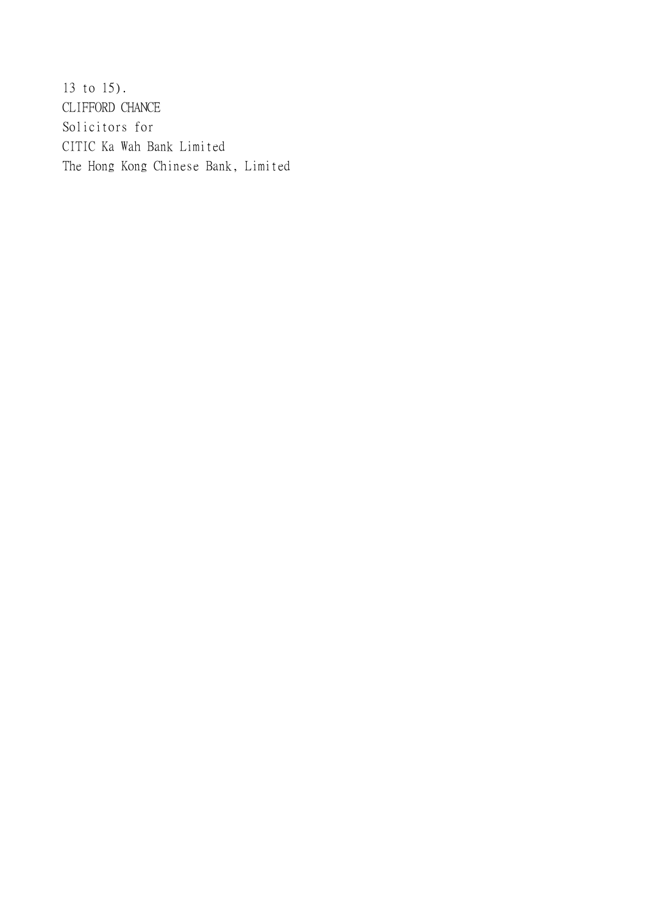13 to 15).

CLIFFORD CHANCE

Solicitors for

CITIC Ka Wah Bank Limited

The Hong Kong Chinese Bank, Limited